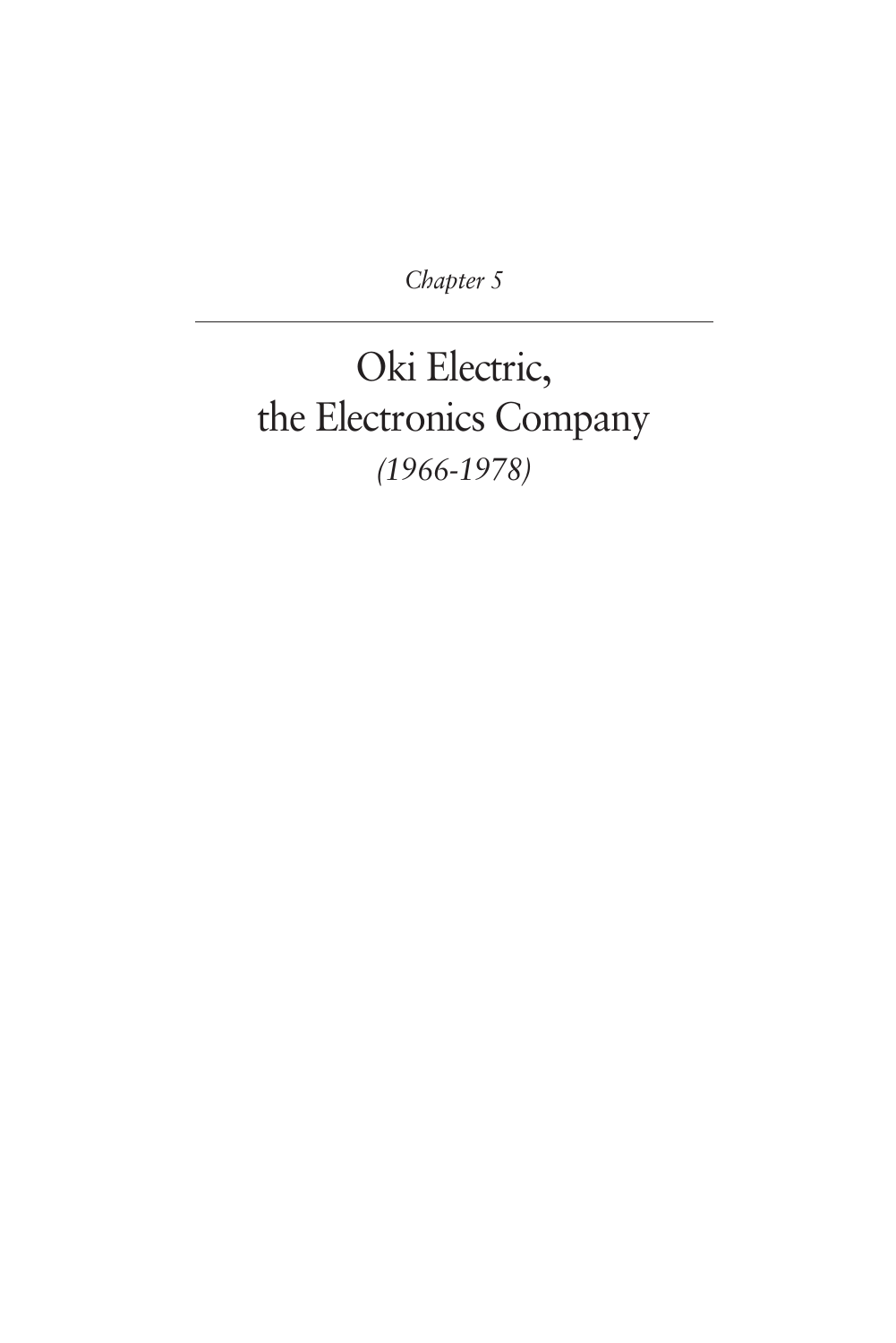*Chapter 5*

---

# Oki Electric, the Electronics Company

*(1966-1978)*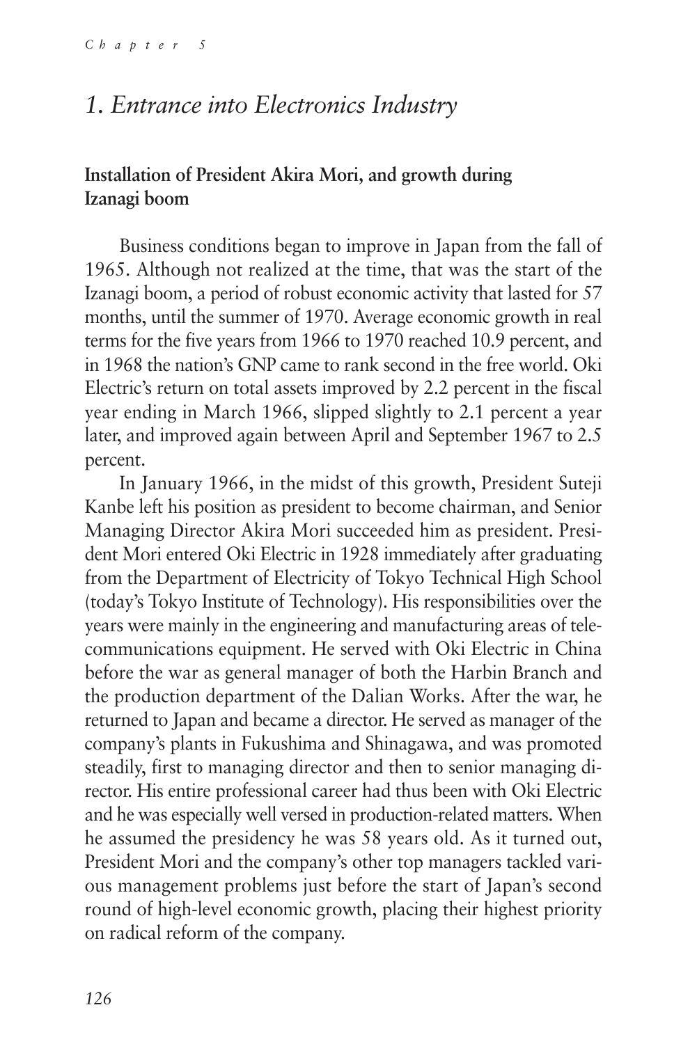# 1. Entrance into Electronics Industry

## Installation of President Akira Mori, and growth during Izanagi boom

Business conditions began to improve in Japan from the fall of 1965. Although not realized at the time, that was the start of the Izanagi boom, a period of robust economic activity that lasted for 57 months, until the summer of 1970. Average economic growth in real terms for the five years from 1966 to 1970 reached 10.9 percent, and in 1968 the nation's GNP came to rank second in the free world. Oki Electric's return on total assets improved by 2.2 percent in the fiscal year ending in March 1966, slipped slightly to 2.1 percent a year later, and improved again between April and September 1967 to 2.5 percent.

In January 1966, in the midst of this growth, President Suteji Kanbe left his position as president to become chairman, and Senior Managing Director Akira Mori succeeded him as president. President Mori entered Oki Electric in 1928 immediately after graduating from the Department of Electricity of Tokyo Technical High School (today's Tokyo Institute of Technology). His responsibilities over the years were mainly in the engineering and manufacturing areas of telecommunications equipment. He served with Oki Electric in China before the war as general manager of both the Harbin Branch and the production department of the Dalian Works. After the war, he returned to Japan and became a director. He served as manager of the company's plants in Fukushima and Shinagawa, and was promoted steadily, first to managing director and then to senior managing director. His entire professional career had thus been with Oki Electric and he was especially well versed in production-related matters. When he assumed the presidency he was 58 years old. As it turned out, President Mori and the company's other top managers tackled various management problems just before the start of Japan's second round of high-level economic growth, placing their highest priority on radical reform of the company.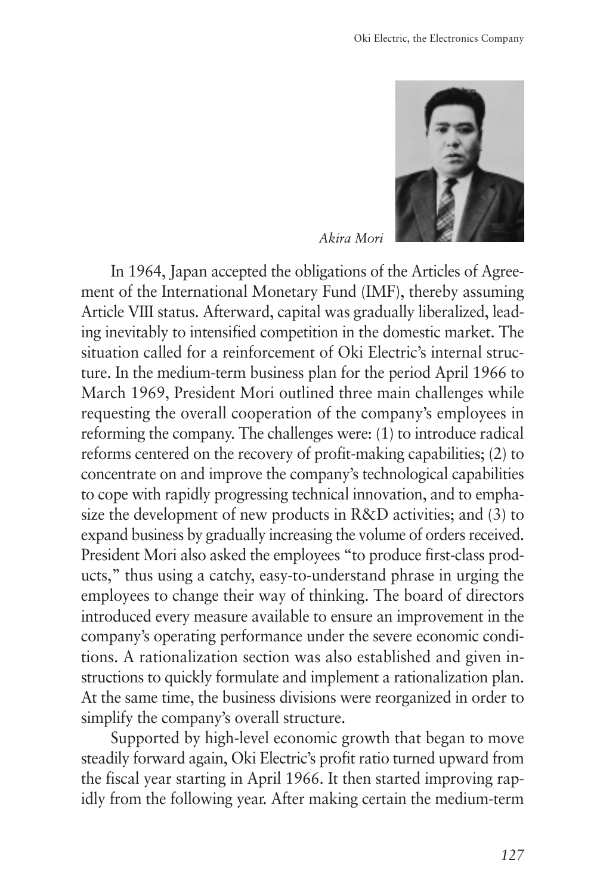*Akira Mori*

In 1964, Japan accepted the obligations of the Articles of Agreement of the International Monetary Fund (IMF), thereby assuming Article VIII status. Afterward, capital was gradually liberalized, leading inevitably to intensified competition in the domestic market. The situation called for a reinforcement of Oki Electric's internal structure. In the medium-term business plan for the period April 1966 to March 1969, President Mori outlined three main challenges while requesting the overall cooperation of the company's employees in reforming the company. The challenges were: (1) to introduce radical reforms centered on the recovery of profit-making capabilities; (2) to concentrate on and improve the company's technological capabilities to cope with rapidly progressing technical innovation, and to emphasize the development of new products in R&D activities; and (3) to expand business by gradually increasing the volume of orders received. President Mori also asked the employees "to produce first-class products," thus using a catchy, easy-to-understand phrase in urging the employees to change their way of thinking. The board of directors introduced every measure available to ensure an improvement in the company's operating performance under the severe economic conditions. A rationalization section was also established and given instructions to quickly formulate and implement a rationalization plan. At the same time, the business divisions were reorganized in order to simplify the company's overall structure.

Supported by high-level economic growth that began to move steadily forward again, Oki Electric's profit ratio turned upward from the fiscal year starting in April 1966. It then started improving rapidly from the following year. After making certain the medium-term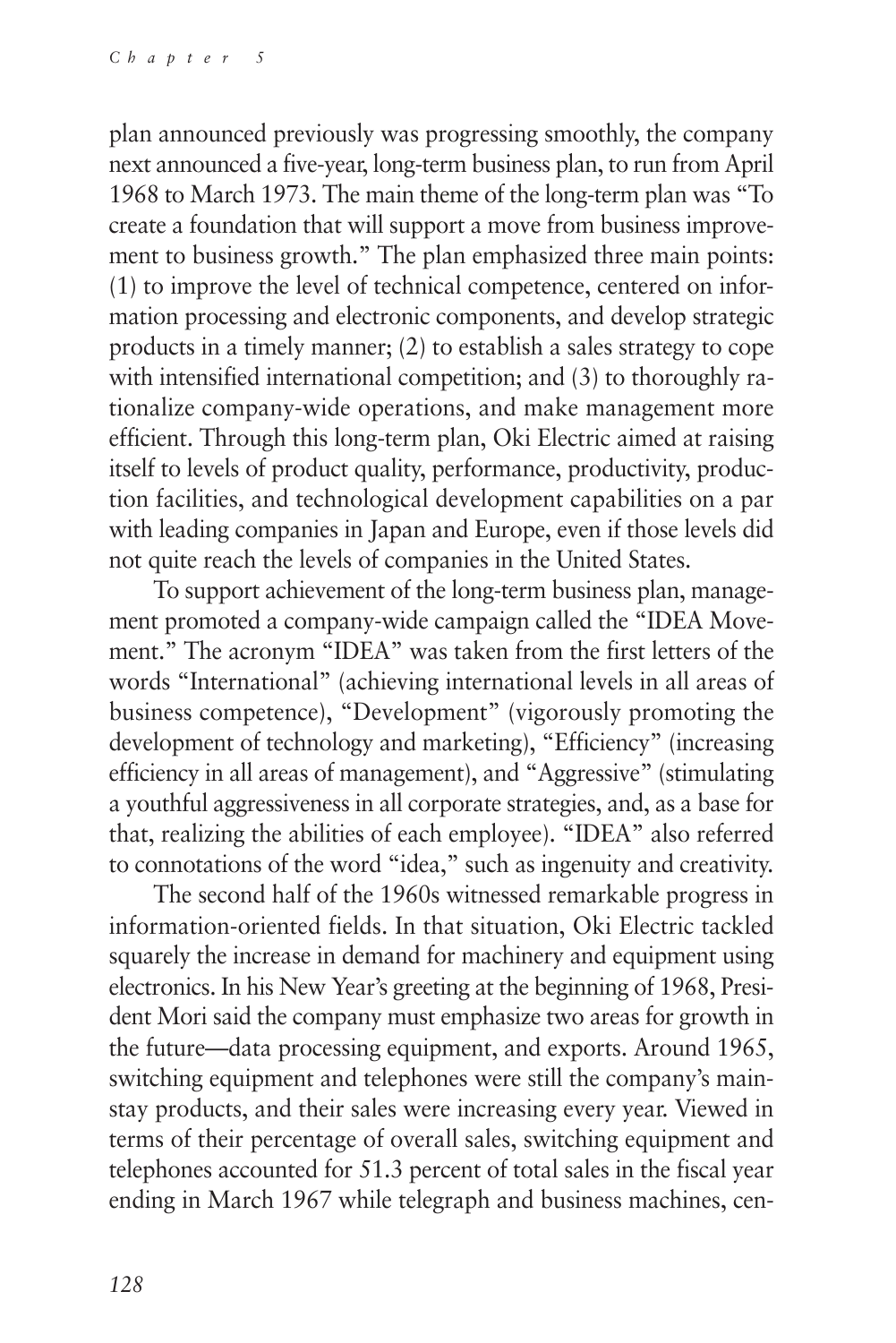plan announced previously was progressing smoothly, the company next announced a five-year, long-term business plan, to run from April 1968 to March 1973. The main theme of the long-term plan was "To create a foundation that will support a move from business improvement to business growth." The plan emphasized three main points: (1) to improve the level of technical competence, centered on information processing and electronic components, and develop strategic products in a timely manner; (2) to establish a sales strategy to cope with intensified international competition; and (3) to thoroughly rationalize company-wide operations, and make management more efficient. Through this long-term plan, Oki Electric aimed at raising itself to levels of product quality, performance, productivity, production facilities, and technological development capabilities on a par with leading companies in Japan and Europe, even if those levels did not quite reach the levels of companies in the United States.

To support achievement of the long-term business plan, management promoted a company-wide campaign called the "IDEA Movement." The acronym "IDEA" was taken from the first letters of the words "International" (achieving international levels in all areas of business competence), "Development" (vigorously promoting the development of technology and marketing), "Efficiency" (increasing efficiency in all areas of management), and "Aggressive" (stimulating a youthful aggressiveness in all corporate strategies, and, as a base for that, realizing the abilities of each employee). "IDEA" also referred to connotations of the word "idea," such as ingenuity and creativity.

The second half of the 1960s witnessed remarkable progress in information-oriented fields. In that situation, Oki Electric tackled squarely the increase in demand for machinery and equipment using electronics. In his New Year's greeting at the beginning of 1968, President Mori said the company must emphasize two areas for growth in the future—data processing equipment, and exports. Around 1965, switching equipment and telephones were still the company's mainstay products, and their sales were increasing every year. Viewed in terms of their percentage of overall sales, switching equipment and telephones accounted for 51.3 percent of total sales in the fiscal year ending in March 1967 while telegraph and business machines, cen-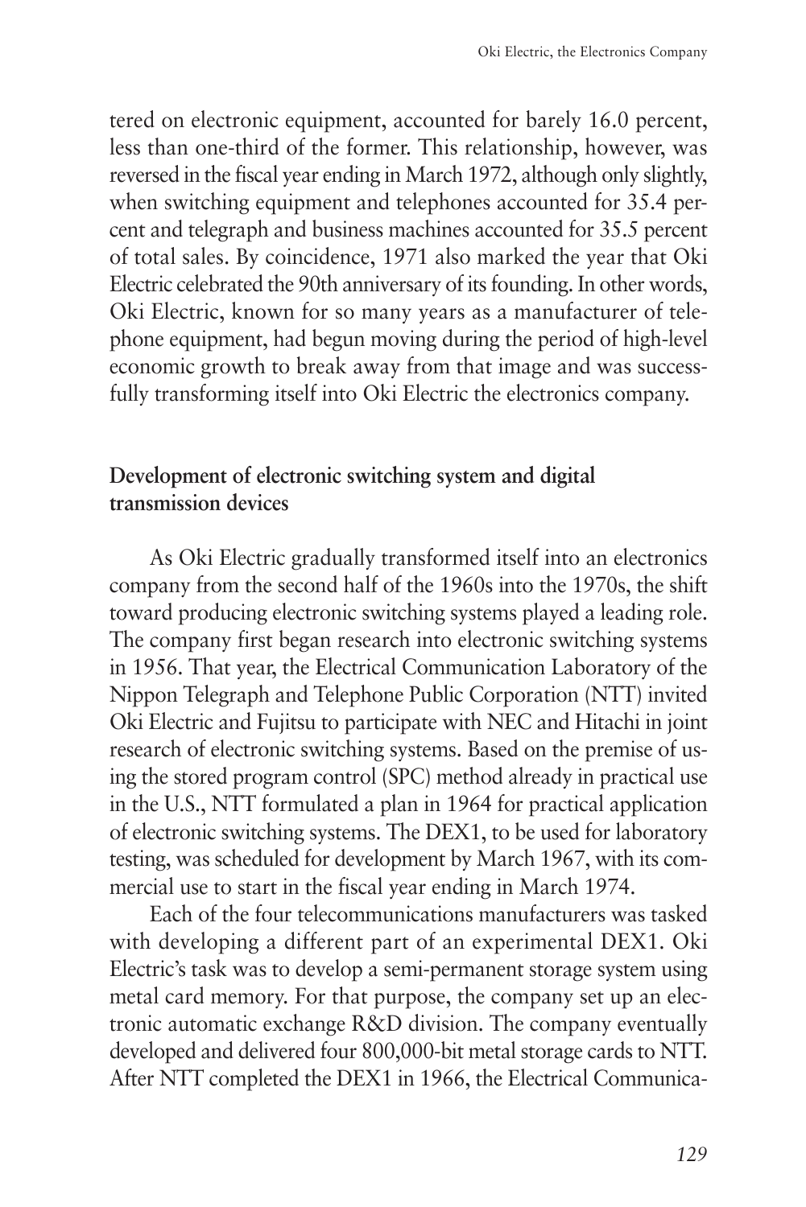tered on electronic equipment, accounted for barely 16.0 percent, less than one-third of the former. This relationship, however, was reversed in the fiscal year ending in March 1972, although only slightly, when switching equipment and telephones accounted for 35.4 percent and telegraph and business machines accounted for 35.5 percent of total sales. By coincidence, 1971 also marked the year that Oki Electric celebrated the 90th anniversary of its founding. In other words, Oki Electric, known for so many years as a manufacturer of telephone equipment, had begun moving during the period of high-level economic growth to break away from that image and was successfully transforming itself into Oki Electric the electronics company.

## Development of electronic switching system and digital transmission devices

As Oki Electric gradually transformed itself into an electronics company from the second half of the 1960s into the 1970s, the shift toward producing electronic switching systems played a leading role. The company first began research into electronic switching systems in 1956. That year, the Electrical Communication Laboratory of the Nippon Telegraph and Telephone Public Corporation (NTT) invited Oki Electric and Fujitsu to participate with NEC and Hitachi in joint research of electronic switching systems. Based on the premise of using the stored program control (SPC) method already in practical use in the U.S., NTT formulated a plan in 1964 for practical application of electronic switching systems. The DEX1, to be used for laboratory testing, was scheduled for development by March 1967, with its commercial use to start in the fiscal year ending in March 1974.

Each of the four telecommunications manufacturers was tasked with developing a different part of an experimental DEX1. Oki Electric's task was to develop a semi-permanent storage system using metal card memory. For that purpose, the company set up an electronic automatic exchange R&D division. The company eventually developed and delivered four 800,000-bit metal storage cards to NTT. After NTT completed the DEX1 in 1966, the Electrical Communica-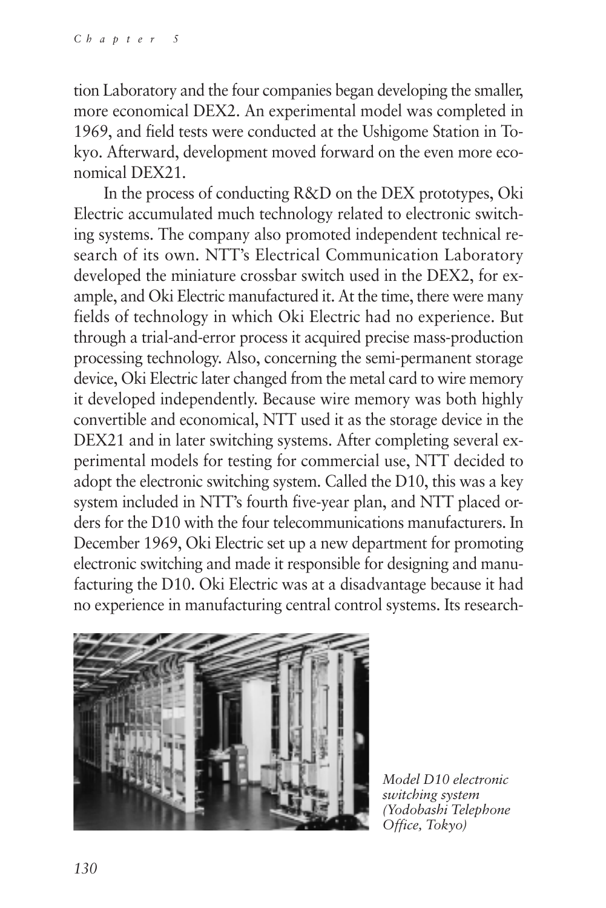tion Laboratory and the four companies began developing the smaller, more economical DEX2. An experimental model was completed in 1969, and field tests were conducted at the Ushigome Station in Tokyo. Afterward, development moved forward on the even more economical DEX21.

In the process of conducting R&D on the DEX prototypes, Oki Electric accumulated much technology related to electronic switching systems. The company also promoted independent technical research of its own. NTT's Electrical Communication Laboratory developed the miniature crossbar switch used in the DEX2, for example, and Oki Electric manufactured it. At the time, there were many fields of technology in which Oki Electric had no experience. But through a trial-and-error process it acquired precise mass-production processing technology. Also, concerning the semi-permanent storage device, Oki Electric later changed from the metal card to wire memory it developed independently. Because wire memory was both highly convertible and economical, NTT used it as the storage device in the DEX21 and in later switching systems. After completing several experimental models for testing for commercial use, NTT decided to adopt the electronic switching system. Called the D10, this was a key system included in NTT's fourth five-year plan, and NTT placed orders for the D10 with the four telecommunications manufacturers. In December 1969, Oki Electric set up a new department for promoting electronic switching and made it responsible for designing and manufacturing the D10. Oki Electric was at a disadvantage because it had no experience in manufacturing central control systems. Its research-

*Model D10 electronic switching system (Yodobashi Telephone Office, Tokyo)*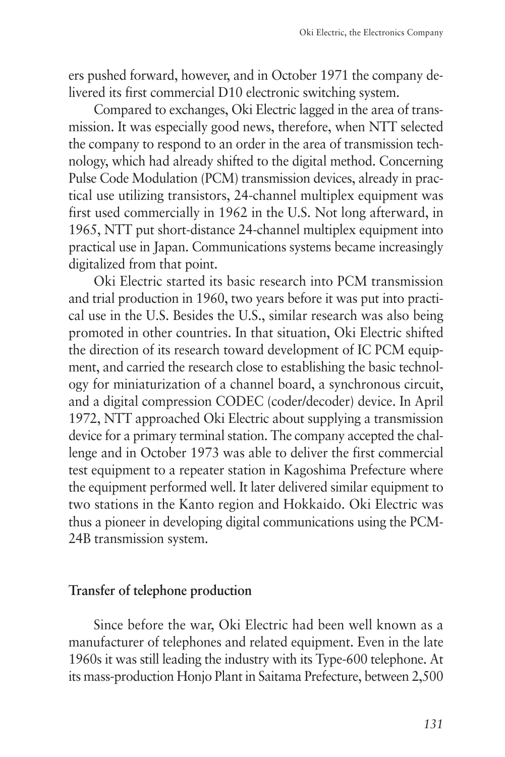ers pushed forward, however, and in October 1971 the company delivered its first commercial D10 electronic switching system.

Compared to exchanges, Oki Electric lagged in the area of transmission. It was especially good news, therefore, when NTT selected the company to respond to an order in the area of transmission technology, which had already shifted to the digital method. Concerning Pulse Code Modulation (PCM) transmission devices, already in practical use utilizing transistors, 24-channel multiplex equipment was first used commercially in 1962 in the U.S. Not long afterward, in 1965, NTT put short-distance 24-channel multiplex equipment into practical use in Japan. Communications systems became increasingly digitalized from that point.

Oki Electric started its basic research into PCM transmission and trial production in 1960, two years before it was put into practical use in the U.S. Besides the U.S., similar research was also being promoted in other countries. In that situation, Oki Electric shifted the direction of its research toward development of IC PCM equipment, and carried the research close to establishing the basic technology for miniaturization of a channel board, a synchronous circuit, and a digital compression CODEC (coder/decoder) device. In April 1972, NTT approached Oki Electric about supplying a transmission device for a primary terminal station. The company accepted the challenge and in October 1973 was able to deliver the first commercial test equipment to a repeater station in Kagoshima Prefecture where the equipment performed well. It later delivered similar equipment to two stations in the Kanto region and Hokkaido. Oki Electric was thus a pioneer in developing digital communications using the PCM-24B transmission system.

### Transfer of telephone production

Since before the war, Oki Electric had been well known as a manufacturer of telephones and related equipment. Even in the late 1960s it was still leading the industry with its Type-600 telephone. At its mass-production Honjo Plant in Saitama Prefecture, between 2,500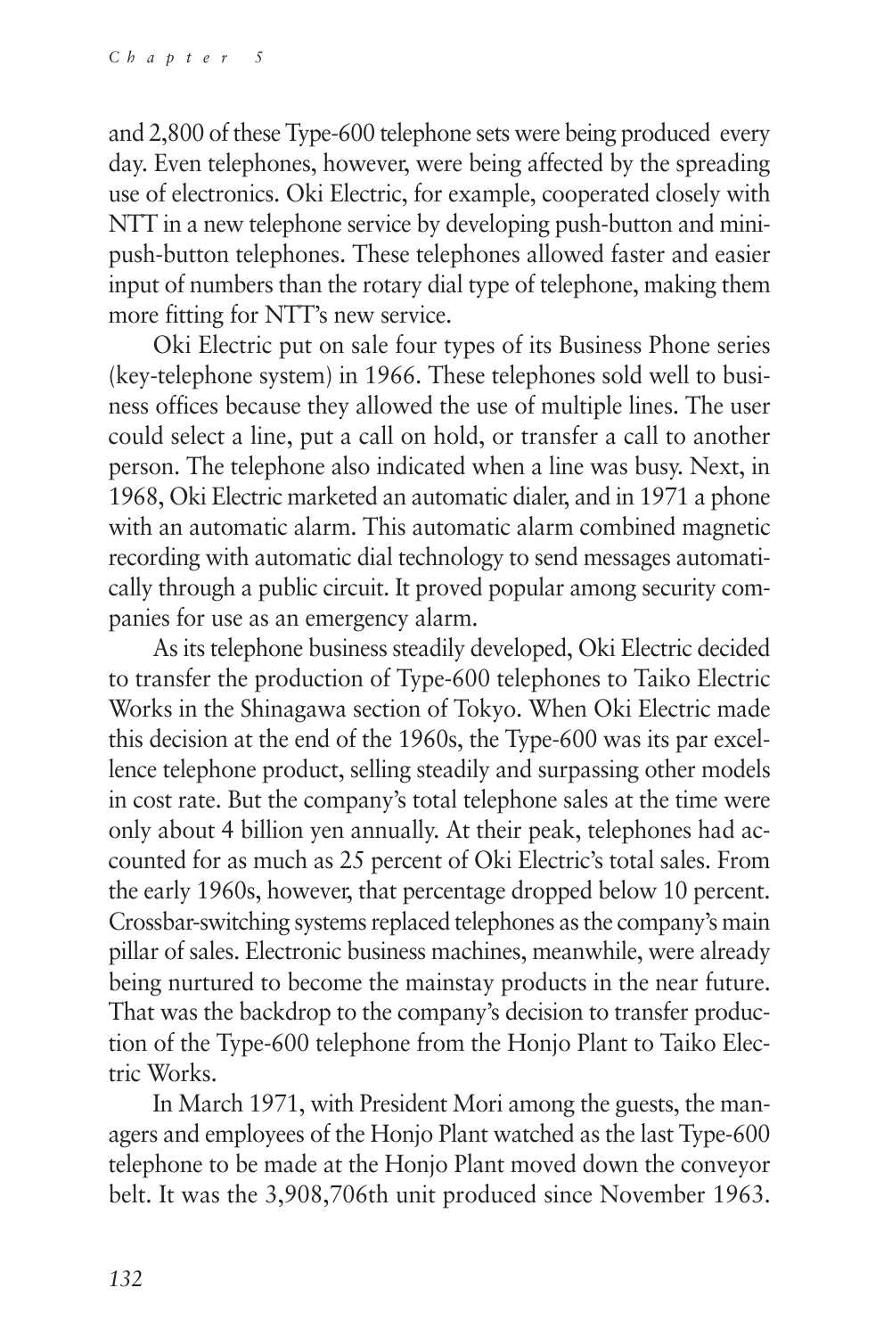and 2,800 of these Type-600 telephone sets were being produced every day. Even telephones, however, were being affected by the spreading use of electronics. Oki Electric, for example, cooperated closely with NTT in a new telephone service by developing push-button and mini-push-button telephones. These telephones allowed faster and easier input of numbers than the rotary dial type of telephone, making them more fitting for NTT's new service.

Oki Electric put on sale four types of its Business Phone series (key-telephone system) in 1966. These telephones sold well to business offices because they allowed the use of multiple lines. The user could select a line, put a call on hold, or transfer a call to another person. The telephone also indicated when a line was busy. Next, in 1968, Oki Electric marketed an automatic dialer, and in 1971 a phone with an automatic alarm. This automatic alarm combined magnetic recording with automatic dial technology to send messages automatically through a public circuit. It proved popular among security companies for use as an emergency alarm.

As its telephone business steadily developed, Oki Electric decided to transfer the production of Type-600 telephones to Taiko Electric Works in the Shinagawa section of Tokyo. When Oki Electric made this decision at the end of the 1960s, the Type-600 was its par excellence telephone product, selling steadily and surpassing other models in cost rate. But the company's total telephone sales at the time were only about 4 billion yen annually. At their peak, telephones had accounted for as much as 25 percent of Oki Electric's total sales. From the early 1960s, however, that percentage dropped below 10 percent. Crossbar-switching systems replaced telephones as the company's main pillar of sales. Electronic business machines, meanwhile, were already being nurtured to become the mainstay products in the near future. That was the backdrop to the company's decision to transfer production of the Type-600 telephone from the Honjo Plant to Taiko Electric Works.

In March 1971, with President Mori among the guests, the managers and employees of the Honjo Plant watched as the last Type-600 telephone to be made at the Honjo Plant moved down the conveyor belt. It was the 3,908,706th unit produced since November 1963.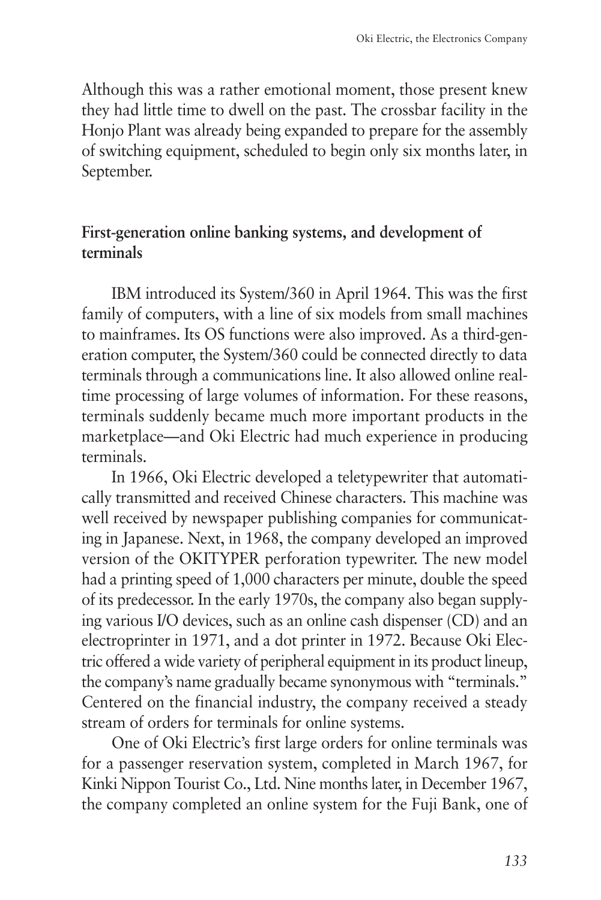Although this was a rather emotional moment, those present knew they had little time to dwell on the past. The crossbar facility in the Honjo Plant was already being expanded to prepare for the assembly of switching equipment, scheduled to begin only six months later, in September.

### First-generation online banking systems, and development of terminals

IBM introduced its System/360 in April 1964. This was the first family of computers, with a line of six models from small machines to mainframes. Its OS functions were also improved. As a third-generation computer, the System/360 could be connected directly to data terminals through a communications line. It also allowed online real-time processing of large volumes of information. For these reasons, terminals suddenly became much more important products in the marketplace—and Oki Electric had much experience in producing terminals.

In 1966, Oki Electric developed a teletypewriter that automatically transmitted and received Chinese characters. This machine was well received by newspaper publishing companies for communicating in Japanese. Next, in 1968, the company developed an improved version of the OKITYPER perforation typewriter. The new model had a printing speed of 1,000 characters per minute, double the speed of its predecessor. In the early 1970s, the company also began supplying various I/O devices, such as an online cash dispenser (CD) and an electroprinter in 1971, and a dot printer in 1972. Because Oki Electric offered a wide variety of peripheral equipment in its product lineup, the company's name gradually became synonymous with "terminals." Centered on the financial industry, the company received a steady stream of orders for terminals for online systems.

One of Oki Electric's first large orders for online terminals was for a passenger reservation system, completed in March 1967, for Kinki Nippon Tourist Co., Ltd. Nine months later, in December 1967, the company completed an online system for the Fuji Bank, one of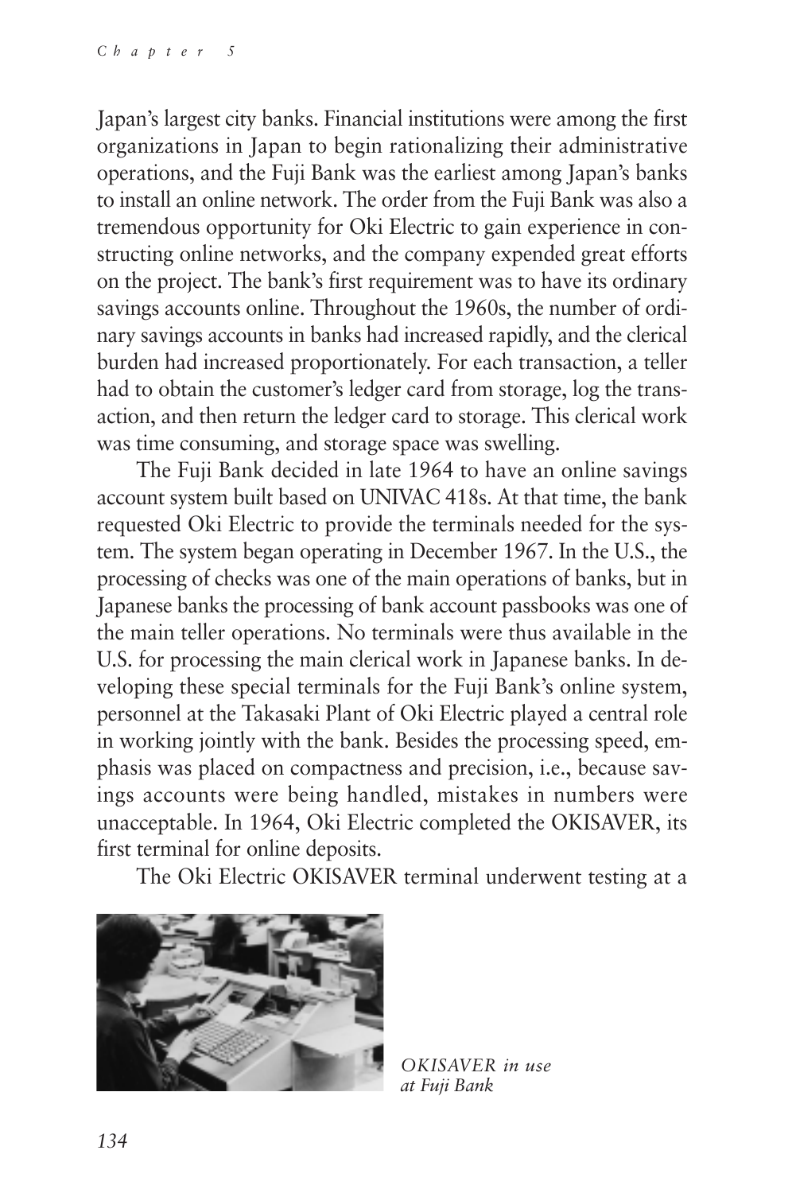Japan's largest city banks. Financial institutions were among the first organizations in Japan to begin rationalizing their administrative operations, and the Fuji Bank was the earliest among Japan's banks to install an online network. The order from the Fuji Bank was also a tremendous opportunity for Oki Electric to gain experience in constructing online networks, and the company expended great efforts on the project. The bank's first requirement was to have its ordinary savings accounts online. Throughout the 1960s, the number of ordinary savings accounts in banks had increased rapidly, and the clerical burden had increased proportionately. For each transaction, a teller had to obtain the customer's ledger card from storage, log the transaction, and then return the ledger card to storage. This clerical work was time consuming, and storage space was swelling.

The Fuji Bank decided in late 1964 to have an online savings account system built based on UNIVAC 418s. At that time, the bank requested Oki Electric to provide the terminals needed for the system. The system began operating in December 1967. In the U.S., the processing of checks was one of the main operations of banks, but in Japanese banks the processing of bank account passbooks was one of the main teller operations. No terminals were thus available in the U.S. for processing the main clerical work in Japanese banks. In developing these special terminals for the Fuji Bank's online system, personnel at the Takasaki Plant of Oki Electric played a central role in working jointly with the bank. Besides the processing speed, emphasis was placed on compactness and precision, i.e., because savings accounts were being handled, mistakes in numbers were unacceptable. In 1964, Oki Electric completed the OKISAVER, its first terminal for online deposits.

The Oki Electric OKISAVER terminal underwent testing at a

*OKISAVER in use at Fuji Bank*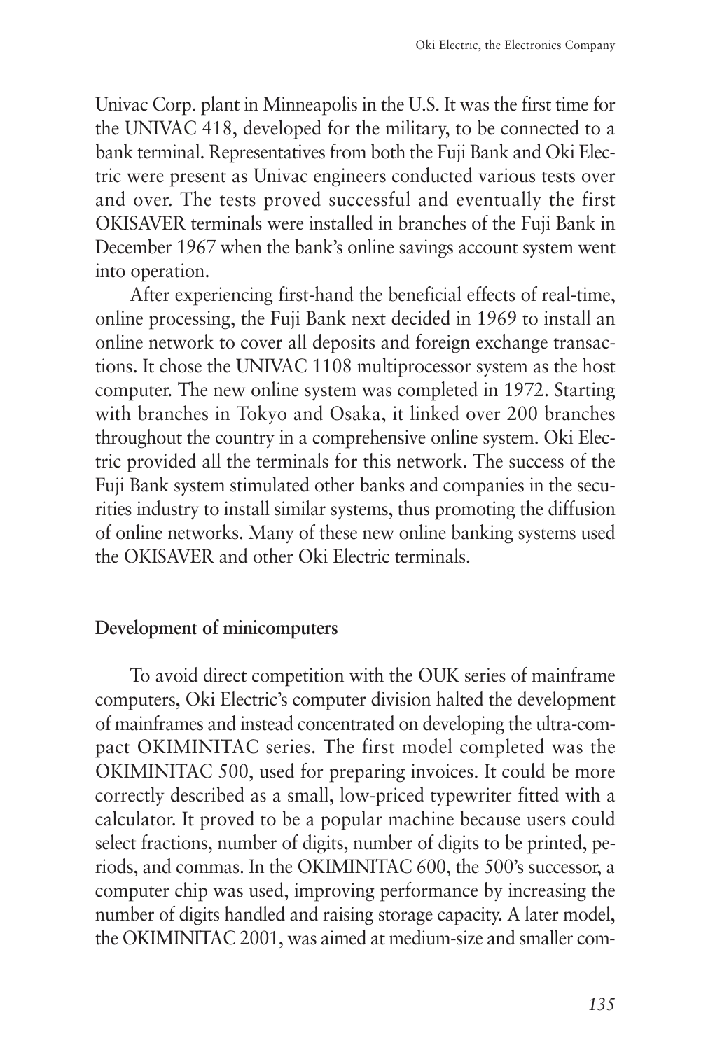Univac Corp. plant in Minneapolis in the U.S. It was the first time for the UNIVAC 418, developed for the military, to be connected to a bank terminal. Representatives from both the Fuji Bank and Oki Electric were present as Univac engineers conducted various tests over and over. The tests proved successful and eventually the first OKISAVER terminals were installed in branches of the Fuji Bank in December 1967 when the bank's online savings account system went into operation.

After experiencing first-hand the beneficial effects of real-time, online processing, the Fuji Bank next decided in 1969 to install an online network to cover all deposits and foreign exchange transactions. It chose the UNIVAC 1108 multiprocessor system as the host computer. The new online system was completed in 1972. Starting with branches in Tokyo and Osaka, it linked over 200 branches throughout the country in a comprehensive online system. Oki Electric provided all the terminals for this network. The success of the Fuji Bank system stimulated other banks and companies in the securities industry to install similar systems, thus promoting the diffusion of online networks. Many of these new online banking systems used the OKISAVER and other Oki Electric terminals.

**Development of minicomputers**

To avoid direct competition with the OUK series of mainframe computers, Oki Electric's computer division halted the development of mainframes and instead concentrated on developing the ultra-compact OKIMINITAC series. The first model completed was the OKIMINITAC 500, used for preparing invoices. It could be more correctly described as a small, low-priced typewriter fitted with a calculator. It proved to be a popular machine because users could select fractions, number of digits, number of digits to be printed, periods, and commas. In the OKIMINITAC 600, the 500's successor, a computer chip was used, improving performance by increasing the number of digits handled and raising storage capacity. A later model, the OKIMINITAC 2001, was aimed at medium-size and smaller com-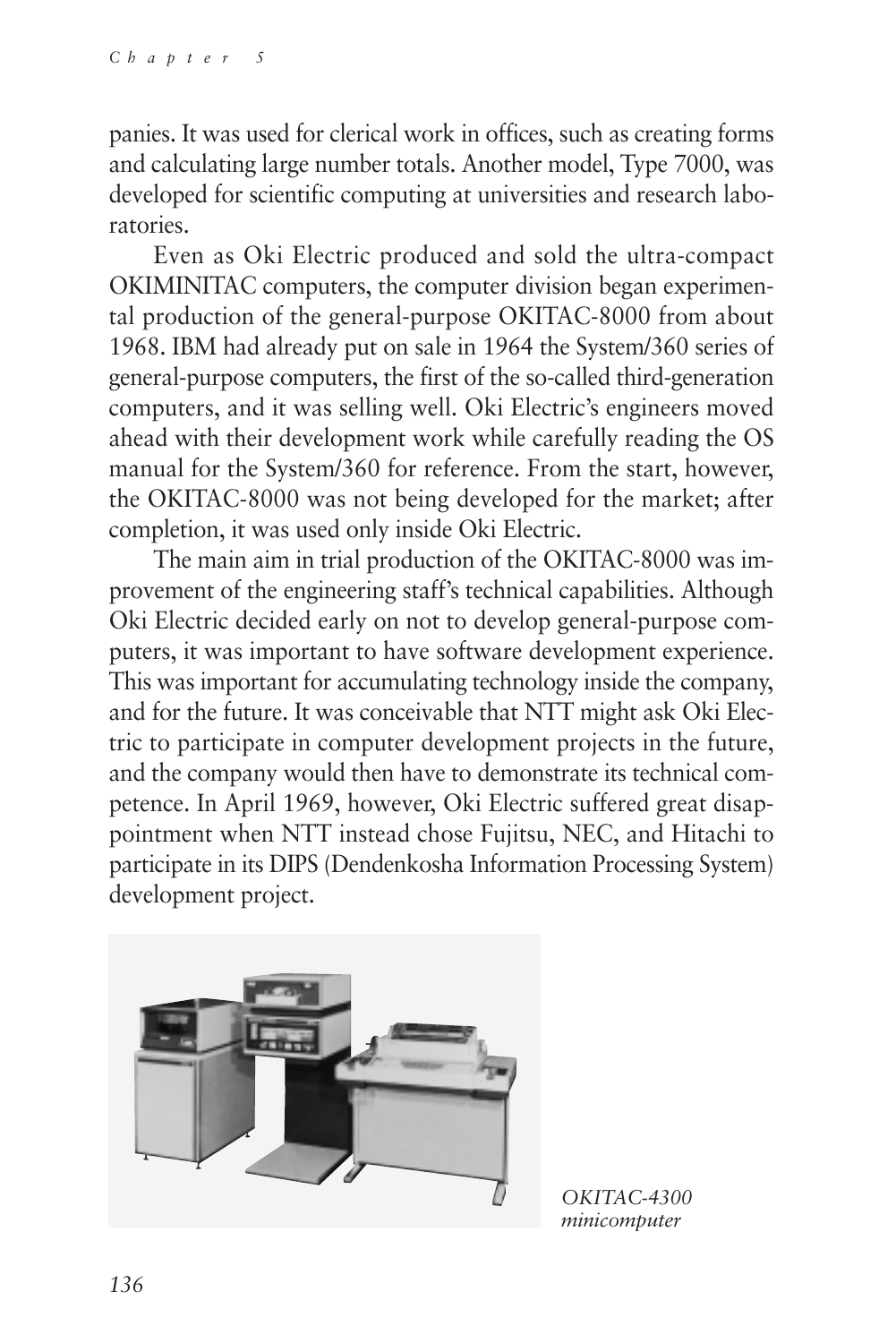panies. It was used for clerical work in offices, such as creating forms and calculating large number totals. Another model, Type 7000, was developed for scientific computing at universities and research laboratories.

Even as Oki Electric produced and sold the ultra-compact OKIMINITAC computers, the computer division began experimental production of the general-purpose OKITAC-8000 from about 1968. IBM had already put on sale in 1964 the System/360 series of general-purpose computers, the first of the so-called third-generation computers, and it was selling well. Oki Electric's engineers moved ahead with their development work while carefully reading the OS manual for the System/360 for reference. From the start, however, the OKITAC-8000 was not being developed for the market; after completion, it was used only inside Oki Electric.

The main aim in trial production of the OKITAC-8000 was improvement of the engineering staff's technical capabilities. Although Oki Electric decided early on not to develop general-purpose computers, it was important to have software development experience. This was important for accumulating technology inside the company, and for the future. It was conceivable that NTT might ask Oki Electric to participate in computer development projects in the future, and the company would then have to demonstrate its technical competence. In April 1969, however, Oki Electric suffered great disappointment when NTT instead chose Fujitsu, NEC, and Hitachi to participate in its DIPS (Dendenkosha Information Processing System) development project.

*OKITAC-4300 minicomputer*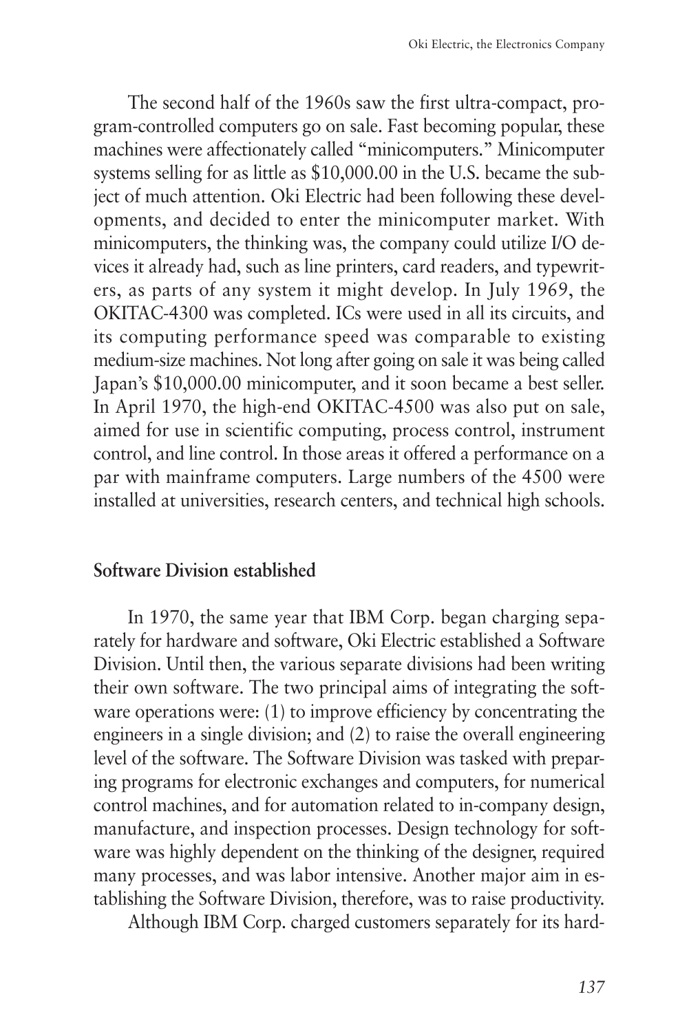The second half of the 1960s saw the first ultra-compact, program-controlled computers go on sale. Fast becoming popular, these machines were affectionately called "minicomputers." Minicomputer systems selling for as little as $10,000.00 in the U.S. became the subject of much attention. Oki Electric had been following these developments, and decided to enter the minicomputer market. With minicomputers, the thinking was, the company could utilize I/O devices it already had, such as line printers, card readers, and typewriters, as parts of any system it might develop. In July 1969, the OKITAC-4300 was completed. ICs were used in all its circuits, and its computing performance speed was comparable to existing medium-size machines. Not long after going on sale it was being called Japan's $10,000.00 minicomputer, and it soon became a best seller. In April 1970, the high-end OKITAC-4500 was also put on sale, aimed for use in scientific computing, process control, instrument control, and line control. In those areas it offered a performance on a par with mainframe computers. Large numbers of the 4500 were installed at universities, research centers, and technical high schools.

## Software Division established

In 1970, the same year that IBM Corp. began charging separately for hardware and software, Oki Electric established a Software Division. Until then, the various separate divisions had been writing their own software. The two principal aims of integrating the software operations were: (1) to improve efficiency by concentrating the engineers in a single division; and (2) to raise the overall engineering level of the software. The Software Division was tasked with preparing programs for electronic exchanges and computers, for numerical control machines, and for automation related to in-company design, manufacture, and inspection processes. Design technology for software was highly dependent on the thinking of the designer, required many processes, and was labor intensive. Another major aim in establishing the Software Division, therefore, was to raise productivity.

Although IBM Corp. charged customers separately for its hard-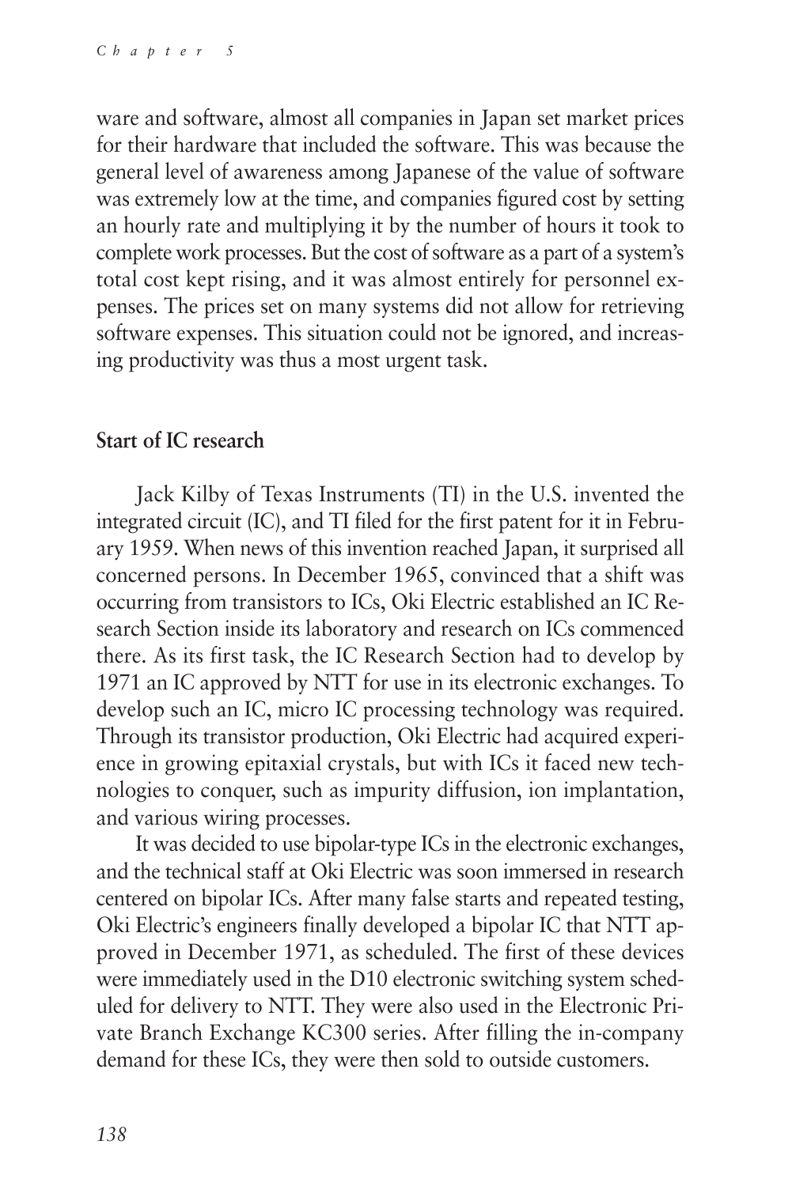ware and software, almost all companies in Japan set market prices for their hardware that included the software. This was because the general level of awareness among Japanese of the value of software was extremely low at the time, and companies figured cost by setting an hourly rate and multiplying it by the number of hours it took to complete work processes. But the cost of software as a part of a system's total cost kept rising, and it was almost entirely for personnel expenses. The prices set on many systems did not allow for retrieving software expenses. This situation could not be ignored, and increasing productivity was thus a most urgent task.

## Start of IC research

Jack Kilby of Texas Instruments (TI) in the U.S. invented the integrated circuit (IC), and TI filed for the first patent for it in February 1959. When news of this invention reached Japan, it surprised all concerned persons. In December 1965, convinced that a shift was occurring from transistors to ICs, Oki Electric established an IC Research Section inside its laboratory and research on ICs commenced there. As its first task, the IC Research Section had to develop by 1971 an IC approved by NTT for use in its electronic exchanges. To develop such an IC, micro IC processing technology was required. Through its transistor production, Oki Electric had acquired experience in growing epitaxial crystals, but with ICs it faced new technologies to conquer, such as impurity diffusion, ion implantation, and various wiring processes.

It was decided to use bipolar-type ICs in the electronic exchanges, and the technical staff at Oki Electric was soon immersed in research centered on bipolar ICs. After many false starts and repeated testing, Oki Electric's engineers finally developed a bipolar IC that NTT approved in December 1971, as scheduled. The first of these devices were immediately used in the D10 electronic switching system scheduled for delivery to NTT. They were also used in the Electronic Private Branch Exchange KC300 series. After filling the in-company demand for these ICs, they were then sold to outside customers.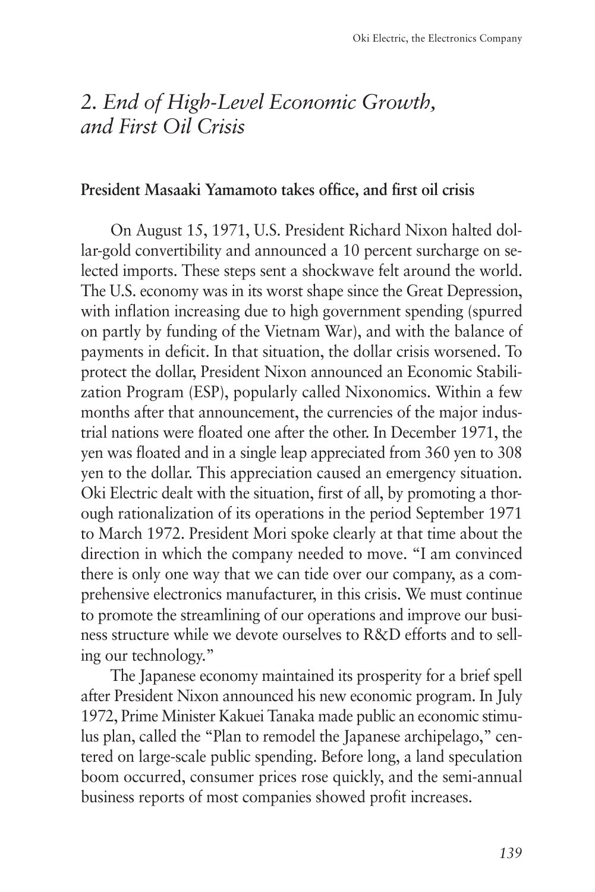## *2. End of High-Level Economic Growth, and First Oil Crisis*

**President Masaaki Yamamoto takes office, and first oil crisis**

On August 15, 1971, U.S. President Richard Nixon halted dollar-gold convertibility and announced a 10 percent surcharge on selected imports. These steps sent a shockwave felt around the world. The U.S. economy was in its worst shape since the Great Depression, with inflation increasing due to high government spending (spurred on partly by funding of the Vietnam War), and with the balance of payments in deficit. In that situation, the dollar crisis worsened. To protect the dollar, President Nixon announced an Economic Stabilization Program (ESP), popularly called Nixonomics. Within a few months after that announcement, the currencies of the major industrial nations were floated one after the other. In December 1971, the yen was floated and in a single leap appreciated from 360 yen to 308 yen to the dollar. This appreciation caused an emergency situation. Oki Electric dealt with the situation, first of all, by promoting a thorough rationalization of its operations in the period September 1971 to March 1972. President Mori spoke clearly at that time about the direction in which the company needed to move. "I am convinced there is only one way that we can tide over our company, as a comprehensive electronics manufacturer, in this crisis. We must continue to promote the streamlining of our operations and improve our business structure while we devote ourselves to R&D efforts and to selling our technology."

The Japanese economy maintained its prosperity for a brief spell after President Nixon announced his new economic program. In July 1972, Prime Minister Kakuei Tanaka made public an economic stimulus plan, called the "Plan to remodel the Japanese archipelago," centered on large-scale public spending. Before long, a land speculation boom occurred, consumer prices rose quickly, and the semi-annual business reports of most companies showed profit increases.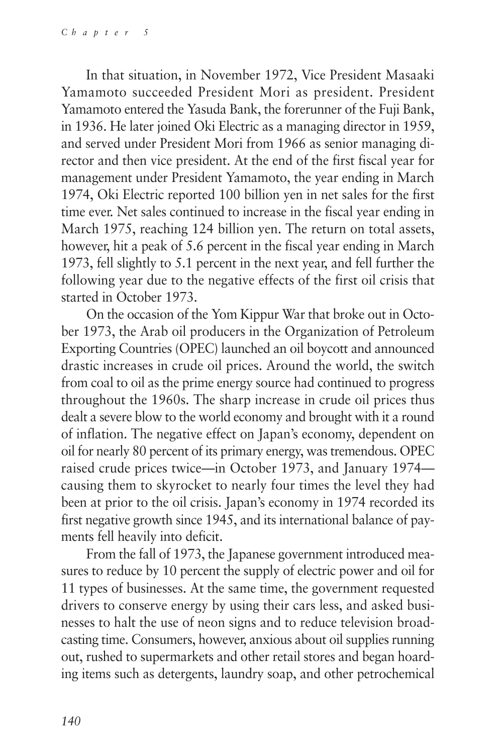In that situation, in November 1972, Vice President Masaaki Yamamoto succeeded President Mori as president. President Yamamoto entered the Yasuda Bank, the forerunner of the Fuji Bank, in 1936. He later joined Oki Electric as a managing director in 1959, and served under President Mori from 1966 as senior managing director and then vice president. At the end of the first fiscal year for management under President Yamamoto, the year ending in March 1974, Oki Electric reported 100 billion yen in net sales for the first time ever. Net sales continued to increase in the fiscal year ending in March 1975, reaching 124 billion yen. The return on total assets, however, hit a peak of 5.6 percent in the fiscal year ending in March 1973, fell slightly to 5.1 percent in the next year, and fell further the following year due to the negative effects of the first oil crisis that started in October 1973.

On the occasion of the Yom Kippur War that broke out in October 1973, the Arab oil producers in the Organization of Petroleum Exporting Countries (OPEC) launched an oil boycott and announced drastic increases in crude oil prices. Around the world, the switch from coal to oil as the prime energy source had continued to progress throughout the 1960s. The sharp increase in crude oil prices thus dealt a severe blow to the world economy and brought with it a round of inflation. The negative effect on Japan's economy, dependent on oil for nearly 80 percent of its primary energy, was tremendous. OPEC raised crude prices twice—in October 1973, and January 1974—causing them to skyrocket to nearly four times the level they had been at prior to the oil crisis. Japan's economy in 1974 recorded its first negative growth since 1945, and its international balance of payments fell heavily into deficit.

From the fall of 1973, the Japanese government introduced measures to reduce by 10 percent the supply of electric power and oil for 11 types of businesses. At the same time, the government requested drivers to conserve energy by using their cars less, and asked businesses to halt the use of neon signs and to reduce television broadcasting time. Consumers, however, anxious about oil supplies running out, rushed to supermarkets and other retail stores and began hoarding items such as detergents, laundry soap, and other petrochemical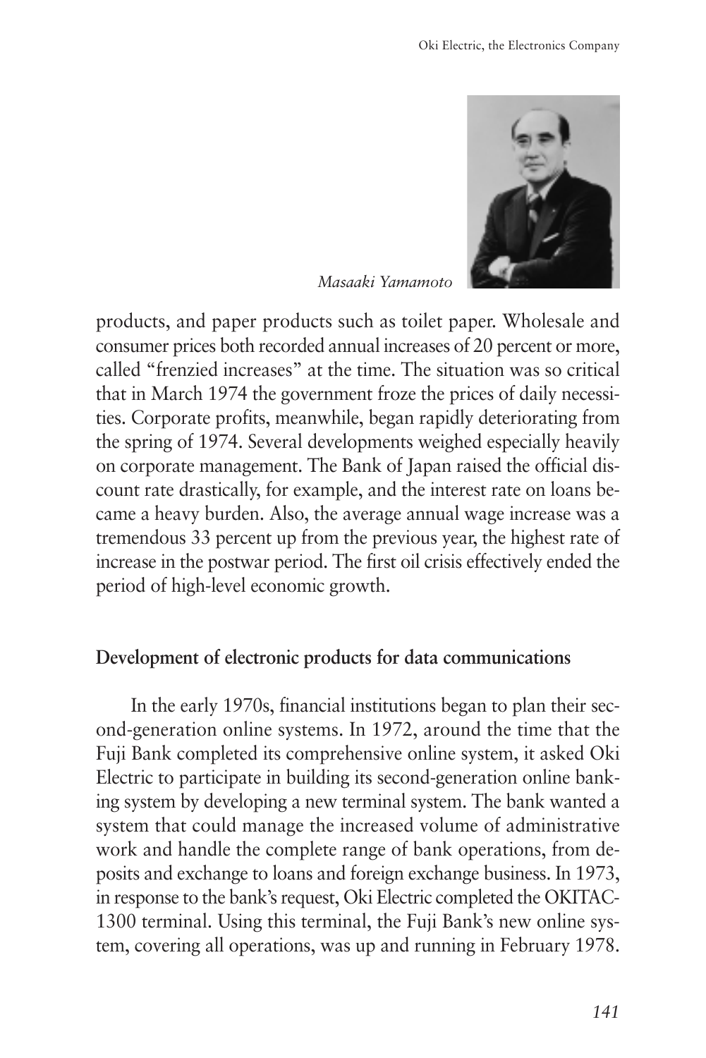*Masaaki Yamamoto*

products, and paper products such as toilet paper. Wholesale and consumer prices both recorded annual increases of 20 percent or more, called "frenzied increases" at the time. The situation was so critical that in March 1974 the government froze the prices of daily necessities. Corporate profits, meanwhile, began rapidly deteriorating from the spring of 1974. Several developments weighed especially heavily on corporate management. The Bank of Japan raised the official discount rate drastically, for example, and the interest rate on loans became a heavy burden. Also, the average annual wage increase was a tremendous 33 percent up from the previous year, the highest rate of increase in the postwar period. The first oil crisis effectively ended the period of high-level economic growth.

### Development of electronic products for data communications

In the early 1970s, financial institutions began to plan their second-generation online systems. In 1972, around the time that the Fuji Bank completed its comprehensive online system, it asked Oki Electric to participate in building its second-generation online banking system by developing a new terminal system. The bank wanted a system that could manage the increased volume of administrative work and handle the complete range of bank operations, from deposits and exchange to loans and foreign exchange business. In 1973, in response to the bank's request, Oki Electric completed the OKITAC-1300 terminal. Using this terminal, the Fuji Bank's new online system, covering all operations, was up and running in February 1978.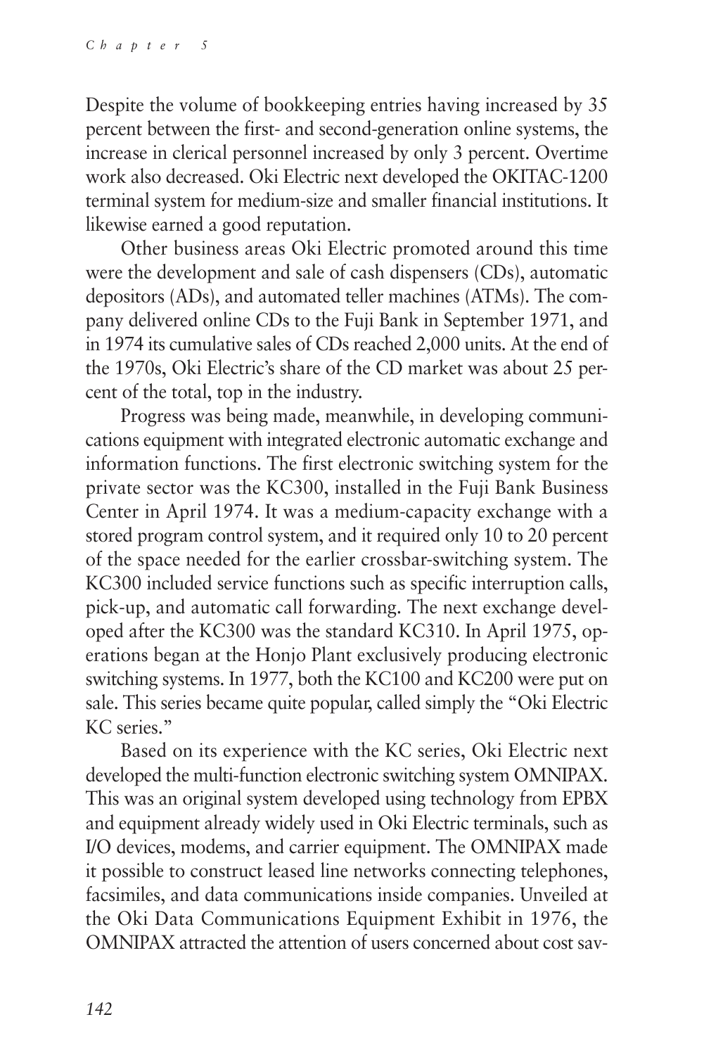Despite the volume of bookkeeping entries having increased by 35 percent between the first- and second-generation online systems, the increase in clerical personnel increased by only 3 percent. Overtime work also decreased. Oki Electric next developed the OKITAC-1200 terminal system for medium-size and smaller financial institutions. It likewise earned a good reputation.

Other business areas Oki Electric promoted around this time were the development and sale of cash dispensers (CDs), automatic depositors (ADs), and automated teller machines (ATMs). The company delivered online CDs to the Fuji Bank in September 1971, and in 1974 its cumulative sales of CDs reached 2,000 units. At the end of the 1970s, Oki Electric's share of the CD market was about 25 percent of the total, top in the industry.

Progress was being made, meanwhile, in developing communications equipment with integrated electronic automatic exchange and information functions. The first electronic switching system for the private sector was the KC300, installed in the Fuji Bank Business Center in April 1974. It was a medium-capacity exchange with a stored program control system, and it required only 10 to 20 percent of the space needed for the earlier crossbar-switching system. The KC300 included service functions such as specific interruption calls, pick-up, and automatic call forwarding. The next exchange developed after the KC300 was the standard KC310. In April 1975, operations began at the Honjo Plant exclusively producing electronic switching systems. In 1977, both the KC100 and KC200 were put on sale. This series became quite popular, called simply the "Oki Electric KC series."

Based on its experience with the KC series, Oki Electric next developed the multi-function electronic switching system OMNIPAX. This was an original system developed using technology from EPBX and equipment already widely used in Oki Electric terminals, such as I/O devices, modems, and carrier equipment. The OMNIPAX made it possible to construct leased line networks connecting telephones, facsimiles, and data communications inside companies. Unveiled at the Oki Data Communications Equipment Exhibit in 1976, the OMNIPAX attracted the attention of users concerned about cost sav-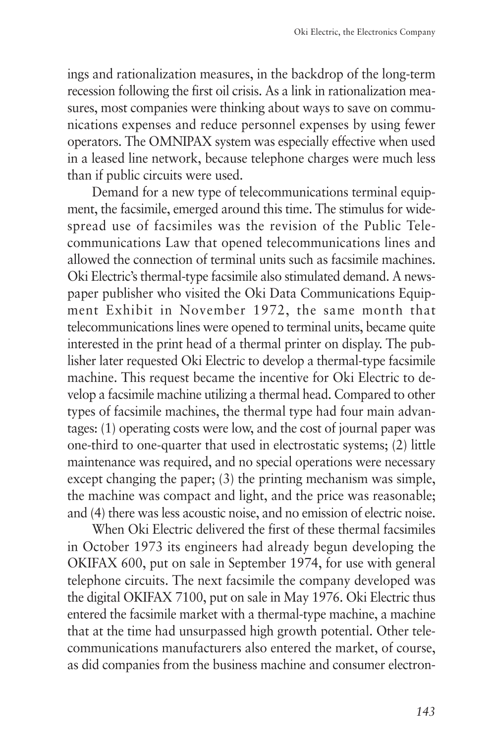ings and rationalization measures, in the backdrop of the long-term recession following the first oil crisis. As a link in rationalization measures, most companies were thinking about ways to save on communications expenses and reduce personnel expenses by using fewer operators. The OMNIPAX system was especially effective when used in a leased line network, because telephone charges were much less than if public circuits were used.

Demand for a new type of telecommunications terminal equipment, the facsimile, emerged around this time. The stimulus for widespread use of facsimiles was the revision of the Public Telecommunications Law that opened telecommunications lines and allowed the connection of terminal units such as facsimile machines. Oki Electric's thermal-type facsimile also stimulated demand. A newspaper publisher who visited the Oki Data Communications Equipment Exhibit in November 1972, the same month that telecommunications lines were opened to terminal units, became quite interested in the print head of a thermal printer on display. The publisher later requested Oki Electric to develop a thermal-type facsimile machine. This request became the incentive for Oki Electric to develop a facsimile machine utilizing a thermal head. Compared to other types of facsimile machines, the thermal type had four main advantages: (1) operating costs were low, and the cost of journal paper was one-third to one-quarter that used in electrostatic systems; (2) little maintenance was required, and no special operations were necessary except changing the paper; (3) the printing mechanism was simple, the machine was compact and light, and the price was reasonable; and (4) there was less acoustic noise, and no emission of electric noise.

When Oki Electric delivered the first of these thermal facsimiles in October 1973 its engineers had already begun developing the OKIFAX 600, put on sale in September 1974, for use with general telephone circuits. The next facsimile the company developed was the digital OKIFAX 7100, put on sale in May 1976. Oki Electric thus entered the facsimile market with a thermal-type machine, a machine that at the time had unsurpassed high growth potential. Other telecommunications manufacturers also entered the market, of course, as did companies from the business machine and consumer electron-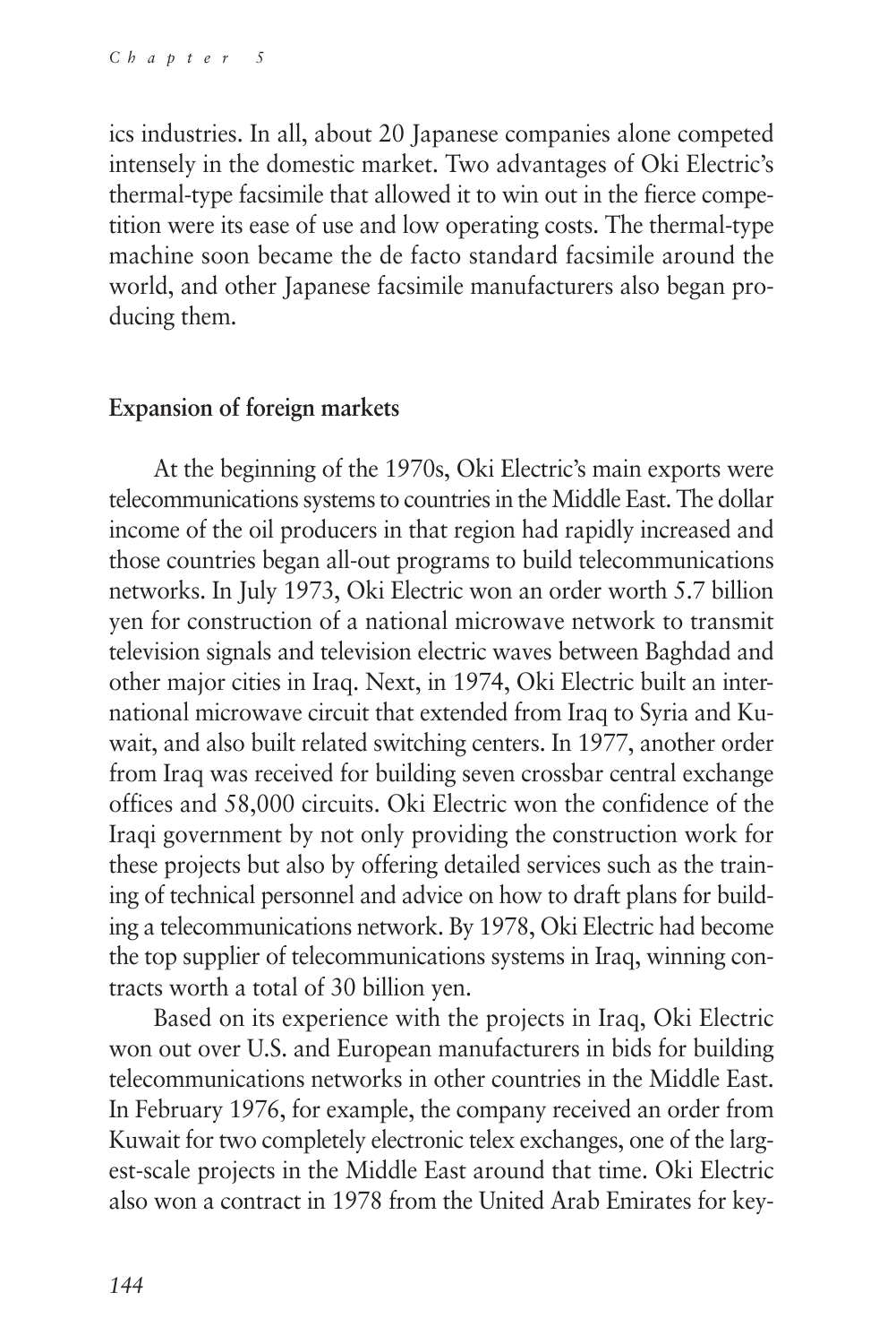ics industries. In all, about 20 Japanese companies alone competed intensely in the domestic market. Two advantages of Oki Electric's thermal-type facsimile that allowed it to win out in the fierce competition were its ease of use and low operating costs. The thermal-type machine soon became the de facto standard facsimile around the world, and other Japanese facsimile manufacturers also began producing them.

### Expansion of foreign markets

At the beginning of the 1970s, Oki Electric's main exports were telecommunications systems to countries in the Middle East. The dollar income of the oil producers in that region had rapidly increased and those countries began all-out programs to build telecommunications networks. In July 1973, Oki Electric won an order worth 5.7 billion yen for construction of a national microwave network to transmit television signals and television electric waves between Baghdad and other major cities in Iraq. Next, in 1974, Oki Electric built an international microwave circuit that extended from Iraq to Syria and Kuwait, and also built related switching centers. In 1977, another order from Iraq was received for building seven crossbar central exchange offices and 58,000 circuits. Oki Electric won the confidence of the Iraqi government by not only providing the construction work for these projects but also by offering detailed services such as the training of technical personnel and advice on how to draft plans for building a telecommunications network. By 1978, Oki Electric had become the top supplier of telecommunications systems in Iraq, winning contracts worth a total of 30 billion yen.

Based on its experience with the projects in Iraq, Oki Electric won out over U.S. and European manufacturers in bids for building telecommunications networks in other countries in the Middle East. In February 1976, for example, the company received an order from Kuwait for two completely electronic telex exchanges, one of the largest-scale projects in the Middle East around that time. Oki Electric also won a contract in 1978 from the United Arab Emirates for key-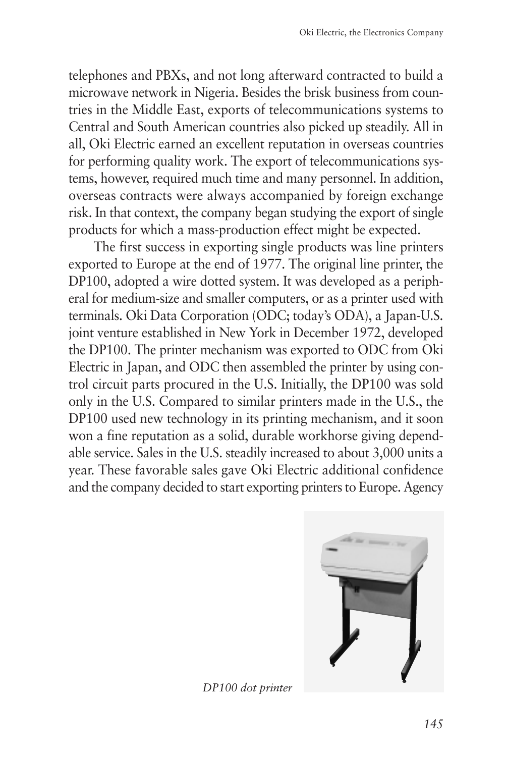telephones and PBXs, and not long afterward contracted to build a microwave network in Nigeria. Besides the brisk business from countries in the Middle East, exports of telecommunications systems to Central and South American countries also picked up steadily. All in all, Oki Electric earned an excellent reputation in overseas countries for performing quality work. The export of telecommunications systems, however, required much time and many personnel. In addition, overseas contracts were always accompanied by foreign exchange risk. In that context, the company began studying the export of single products for which a mass-production effect might be expected.

The first success in exporting single products was line printers exported to Europe at the end of 1977. The original line printer, the DP100, adopted a wire dotted system. It was developed as a peripheral for medium-size and smaller computers, or as a printer used with terminals. Oki Data Corporation (ODC; today's ODA), a Japan-U.S. joint venture established in New York in December 1972, developed the DP100. The printer mechanism was exported to ODC from Oki Electric in Japan, and ODC then assembled the printer by using control circuit parts procured in the U.S. Initially, the DP100 was sold only in the U.S. Compared to similar printers made in the U.S., the DP100 used new technology in its printing mechanism, and it soon won a fine reputation as a solid, durable workhorse giving dependable service. Sales in the U.S. steadily increased to about 3,000 units a year. These favorable sales gave Oki Electric additional confidence and the company decided to start exporting printers to Europe. Agency

*DP100 dot printer*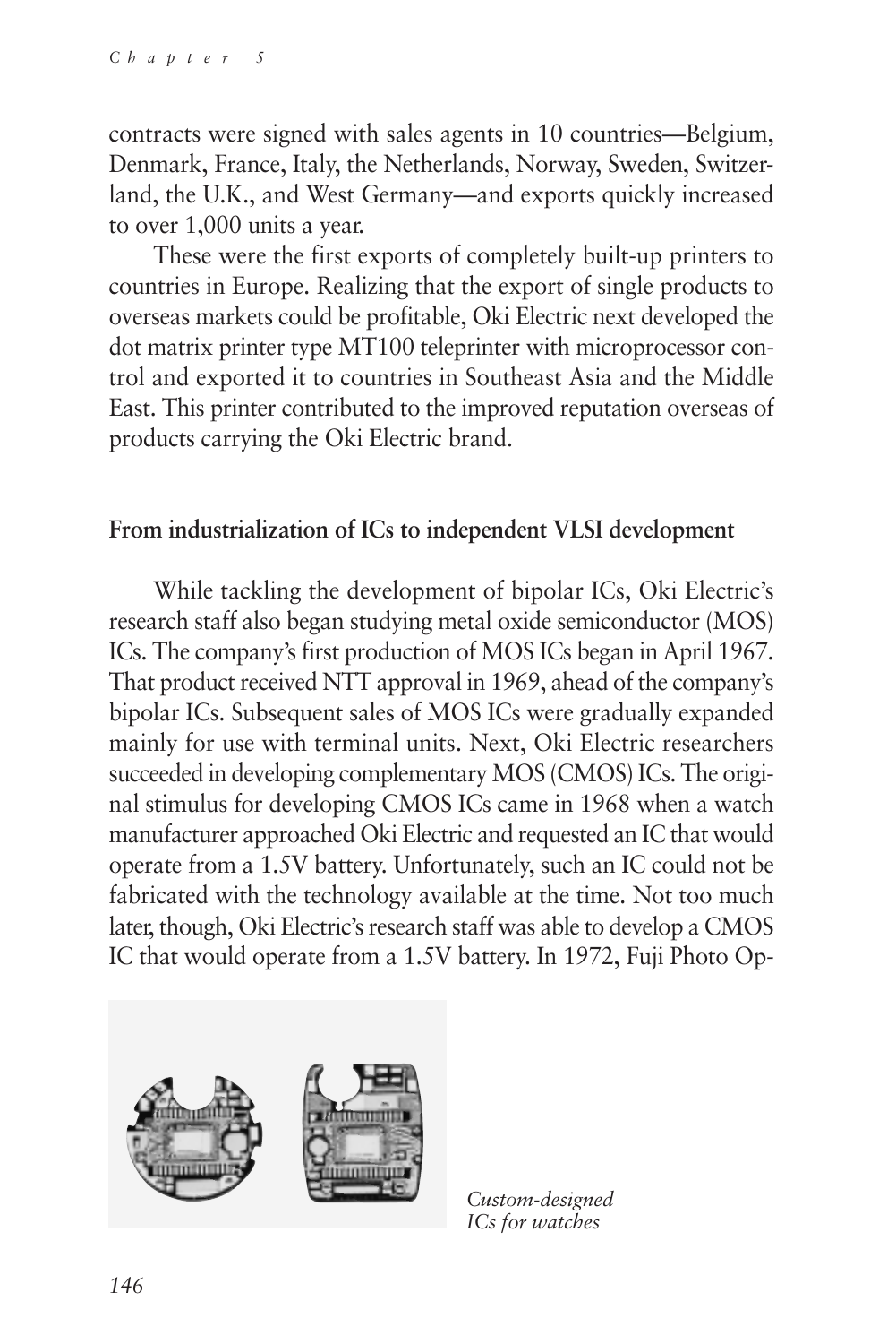contracts were signed with sales agents in 10 countries—Belgium, Denmark, France, Italy, the Netherlands, Norway, Sweden, Switzerland, the U.K., and West Germany—and exports quickly increased to over 1,000 units a year.

These were the first exports of completely built-up printers to countries in Europe. Realizing that the export of single products to overseas markets could be profitable, Oki Electric next developed the dot matrix printer type MT100 teleprinter with microprocessor control and exported it to countries in Southeast Asia and the Middle East. This printer contributed to the improved reputation overseas of products carrying the Oki Electric brand.

### From industrialization of ICs to independent VLSI development

While tackling the development of bipolar ICs, Oki Electric's research staff also began studying metal oxide semiconductor (MOS) ICs. The company's first production of MOS ICs began in April 1967. That product received NTT approval in 1969, ahead of the company's bipolar ICs. Subsequent sales of MOS ICs were gradually expanded mainly for use with terminal units. Next, Oki Electric researchers succeeded in developing complementary MOS (CMOS) ICs. The original stimulus for developing CMOS ICs came in 1968 when a watch manufacturer approached Oki Electric and requested an IC that would operate from a 1.5V battery. Unfortunately, such an IC could not be fabricated with the technology available at the time. Not too much later, though, Oki Electric's research staff was able to develop a CMOS IC that would operate from a 1.5V battery. In 1972, Fuji Photo Op-

*Custom-designed ICs for watches*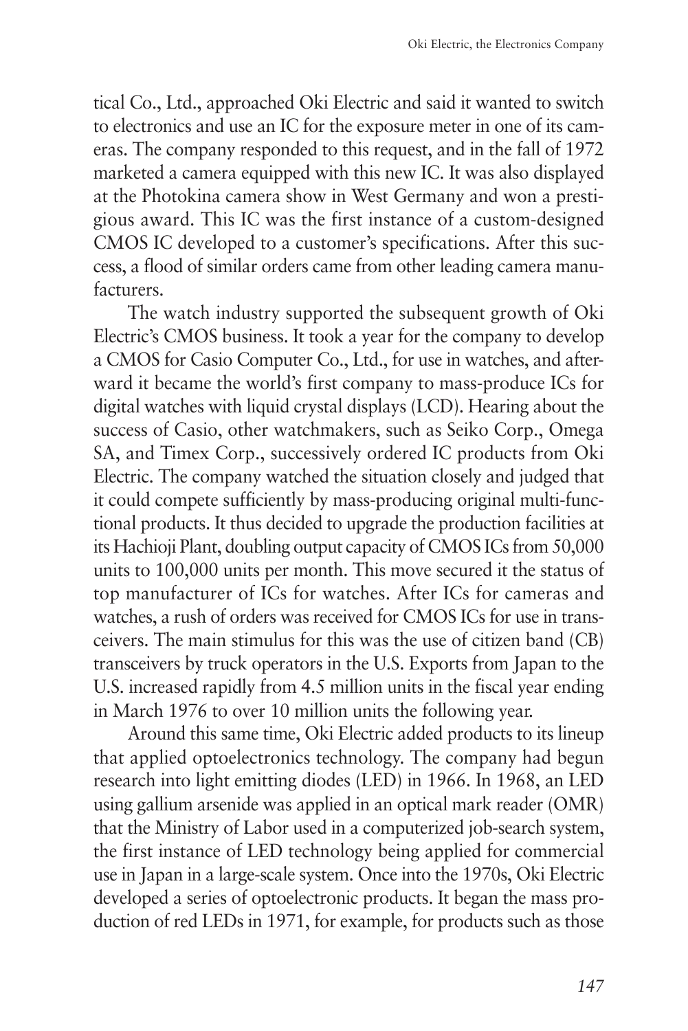tical Co., Ltd., approached Oki Electric and said it wanted to switch to electronics and use an IC for the exposure meter in one of its cameras. The company responded to this request, and in the fall of 1972 marketed a camera equipped with this new IC. It was also displayed at the Photokina camera show in West Germany and won a prestigious award. This IC was the first instance of a custom-designed CMOS IC developed to a customer's specifications. After this success, a flood of similar orders came from other leading camera manufacturers.

The watch industry supported the subsequent growth of Oki Electric's CMOS business. It took a year for the company to develop a CMOS for Casio Computer Co., Ltd., for use in watches, and afterward it became the world's first company to mass-produce ICs for digital watches with liquid crystal displays (LCD). Hearing about the success of Casio, other watchmakers, such as Seiko Corp., Omega SA, and Timex Corp., successively ordered IC products from Oki Electric. The company watched the situation closely and judged that it could compete sufficiently by mass-producing original multi-functional products. It thus decided to upgrade the production facilities at its Hachioji Plant, doubling output capacity of CMOS ICs from 50,000 units to 100,000 units per month. This move secured it the status of top manufacturer of ICs for watches. After ICs for cameras and watches, a rush of orders was received for CMOS ICs for use in transceivers. The main stimulus for this was the use of citizen band (CB) transceivers by truck operators in the U.S. Exports from Japan to the U.S. increased rapidly from 4.5 million units in the fiscal year ending in March 1976 to over 10 million units the following year.

Around this same time, Oki Electric added products to its lineup that applied optoelectronics technology. The company had begun research into light emitting diodes (LED) in 1966. In 1968, an LED using gallium arsenide was applied in an optical mark reader (OMR) that the Ministry of Labor used in a computerized job-search system, the first instance of LED technology being applied for commercial use in Japan in a large-scale system. Once into the 1970s, Oki Electric developed a series of optoelectronic products. It began the mass production of red LEDs in 1971, for example, for products such as those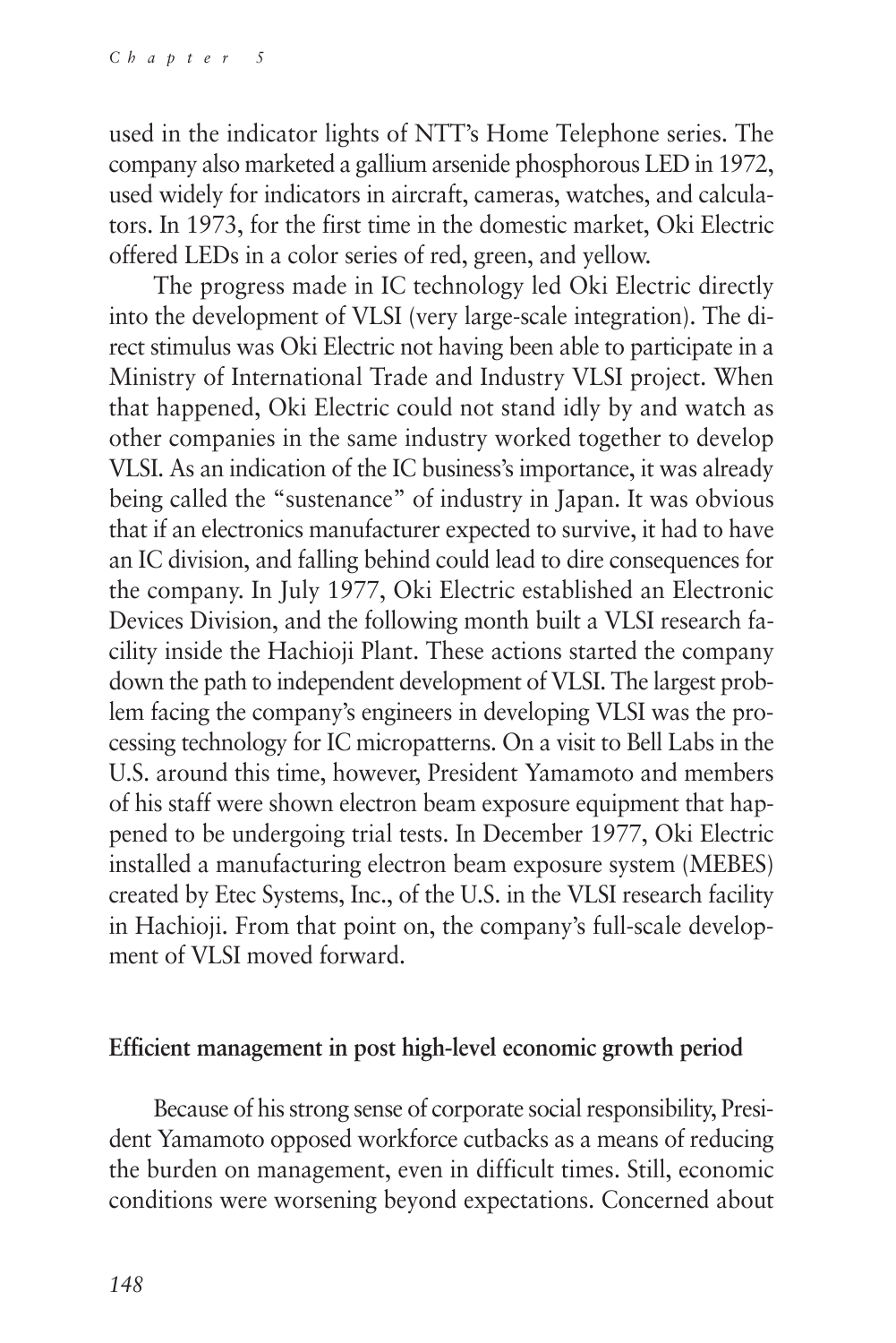used in the indicator lights of NTT's Home Telephone series. The company also marketed a gallium arsenide phosphorous LED in 1972, used widely for indicators in aircraft, cameras, watches, and calculators. In 1973, for the first time in the domestic market, Oki Electric offered LEDs in a color series of red, green, and yellow.

The progress made in IC technology led Oki Electric directly into the development of VLSI (very large-scale integration). The direct stimulus was Oki Electric not having been able to participate in a Ministry of International Trade and Industry VLSI project. When that happened, Oki Electric could not stand idly by and watch as other companies in the same industry worked together to develop VLSI. As an indication of the IC business's importance, it was already being called the "sustenance" of industry in Japan. It was obvious that if an electronics manufacturer expected to survive, it had to have an IC division, and falling behind could lead to dire consequences for the company. In July 1977, Oki Electric established an Electronic Devices Division, and the following month built a VLSI research facility inside the Hachioji Plant. These actions started the company down the path to independent development of VLSI. The largest problem facing the company's engineers in developing VLSI was the processing technology for IC micropatterns. On a visit to Bell Labs in the U.S. around this time, however, President Yamamoto and members of his staff were shown electron beam exposure equipment that happened to be undergoing trial tests. In December 1977, Oki Electric installed a manufacturing electron beam exposure system (MEBES) created by Etec Systems, Inc., of the U.S. in the VLSI research facility in Hachioji. From that point on, the company's full-scale development of VLSI moved forward.

## Efficient management in post high-level economic growth period

Because of his strong sense of corporate social responsibility, President Yamamoto opposed workforce cutbacks as a means of reducing the burden on management, even in difficult times. Still, economic conditions were worsening beyond expectations. Concerned about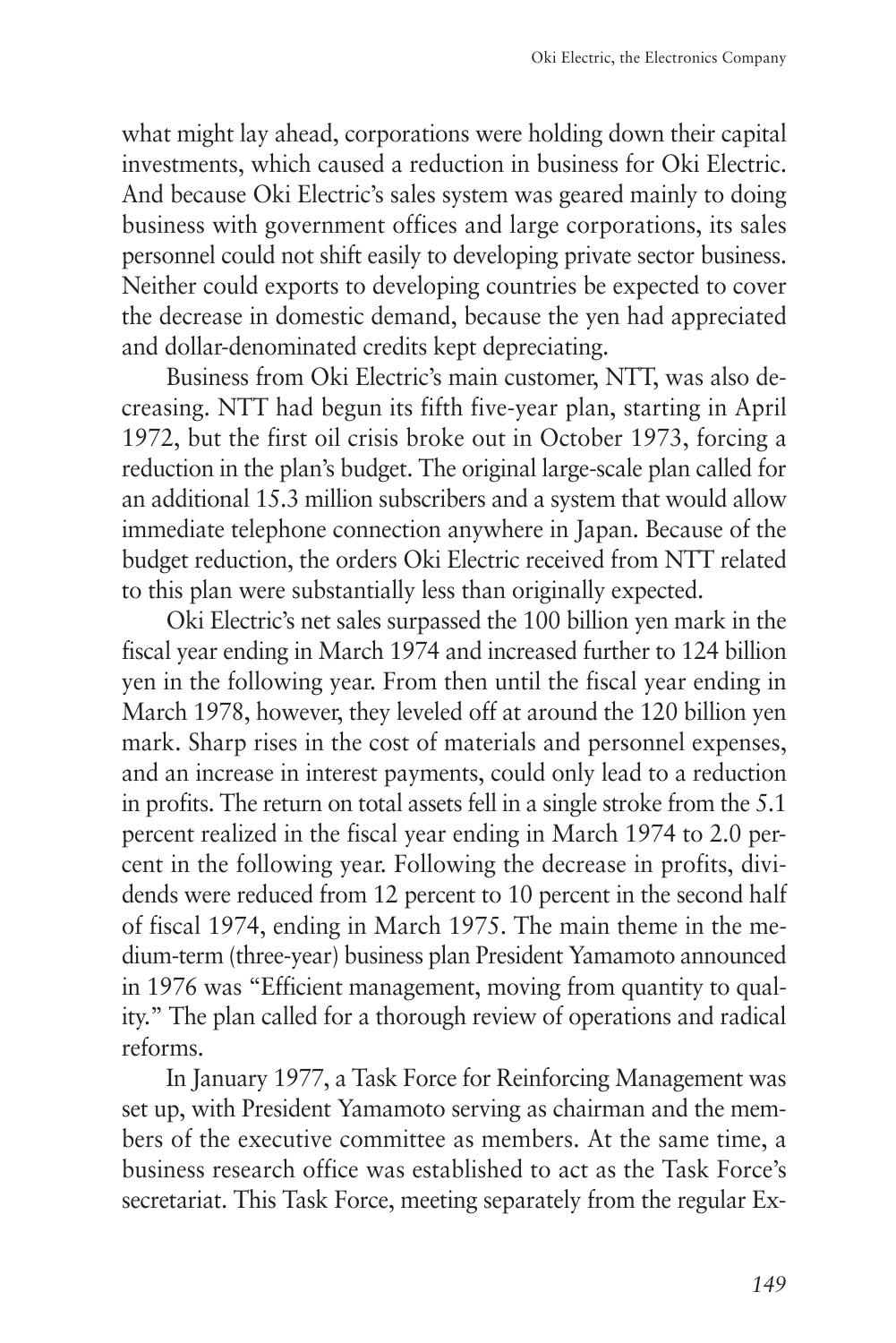what might lay ahead, corporations were holding down their capital investments, which caused a reduction in business for Oki Electric. And because Oki Electric's sales system was geared mainly to doing business with government offices and large corporations, its sales personnel could not shift easily to developing private sector business. Neither could exports to developing countries be expected to cover the decrease in domestic demand, because the yen had appreciated and dollar-denominated credits kept depreciating.

Business from Oki Electric's main customer, NTT, was also decreasing. NTT had begun its fifth five-year plan, starting in April 1972, but the first oil crisis broke out in October 1973, forcing a reduction in the plan's budget. The original large-scale plan called for an additional 15.3 million subscribers and a system that would allow immediate telephone connection anywhere in Japan. Because of the budget reduction, the orders Oki Electric received from NTT related to this plan were substantially less than originally expected.

Oki Electric's net sales surpassed the 100 billion yen mark in the fiscal year ending in March 1974 and increased further to 124 billion yen in the following year. From then until the fiscal year ending in March 1978, however, they leveled off at around the 120 billion yen mark. Sharp rises in the cost of materials and personnel expenses, and an increase in interest payments, could only lead to a reduction in profits. The return on total assets fell in a single stroke from the 5.1 percent realized in the fiscal year ending in March 1974 to 2.0 percent in the following year. Following the decrease in profits, dividends were reduced from 12 percent to 10 percent in the second half of fiscal 1974, ending in March 1975. The main theme in the medium-term (three-year) business plan President Yamamoto announced in 1976 was "Efficient management, moving from quantity to quality." The plan called for a thorough review of operations and radical reforms.

In January 1977, a Task Force for Reinforcing Management was set up, with President Yamamoto serving as chairman and the members of the executive committee as members. At the same time, a business research office was established to act as the Task Force's secretariat. This Task Force, meeting separately from the regular Ex-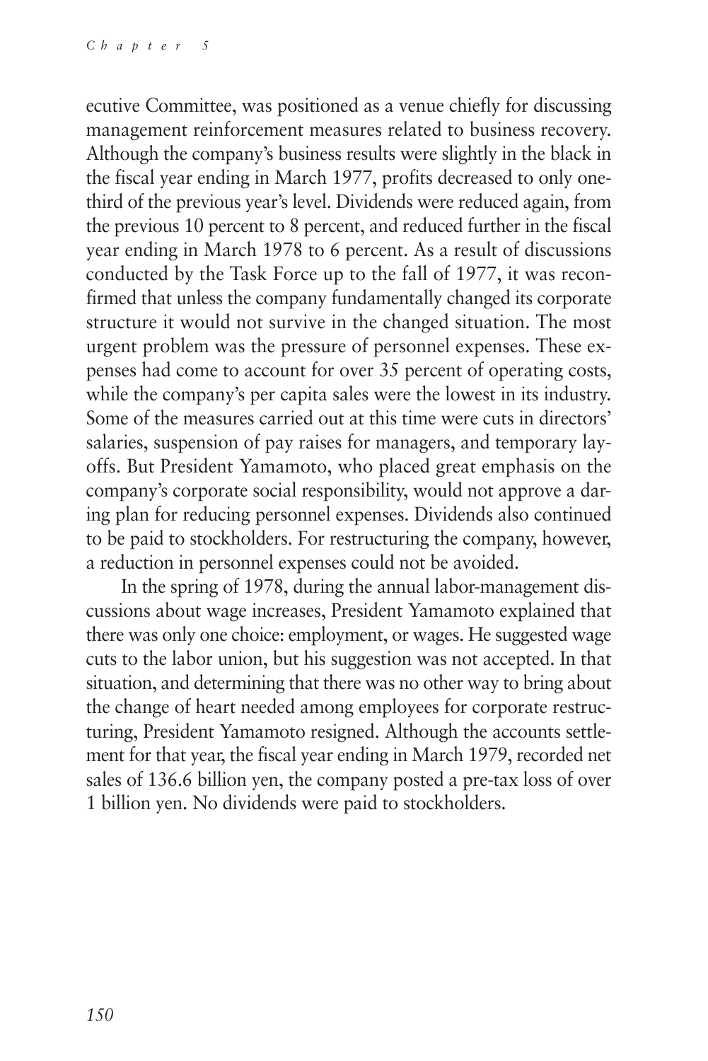ecutive Committee, was positioned as a venue chiefly for discussing management reinforcement measures related to business recovery. Although the company's business results were slightly in the black in the fiscal year ending in March 1977, profits decreased to only one-third of the previous year's level. Dividends were reduced again, from the previous 10 percent to 8 percent, and reduced further in the fiscal year ending in March 1978 to 6 percent. As a result of discussions conducted by the Task Force up to the fall of 1977, it was reconfirmed that unless the company fundamentally changed its corporate structure it would not survive in the changed situation. The most urgent problem was the pressure of personnel expenses. These expenses had come to account for over 35 percent of operating costs, while the company's per capita sales were the lowest in its industry. Some of the measures carried out at this time were cuts in directors' salaries, suspension of pay raises for managers, and temporary layoffs. But President Yamamoto, who placed great emphasis on the company's corporate social responsibility, would not approve a daring plan for reducing personnel expenses. Dividends also continued to be paid to stockholders. For restructuring the company, however, a reduction in personnel expenses could not be avoided.

In the spring of 1978, during the annual labor-management discussions about wage increases, President Yamamoto explained that there was only one choice: employment, or wages. He suggested wage cuts to the labor union, but his suggestion was not accepted. In that situation, and determining that there was no other way to bring about the change of heart needed among employees for corporate restructuring, President Yamamoto resigned. Although the accounts settlement for that year, the fiscal year ending in March 1979, recorded net sales of 136.6 billion yen, the company posted a pre-tax loss of over 1 billion yen. No dividends were paid to stockholders.